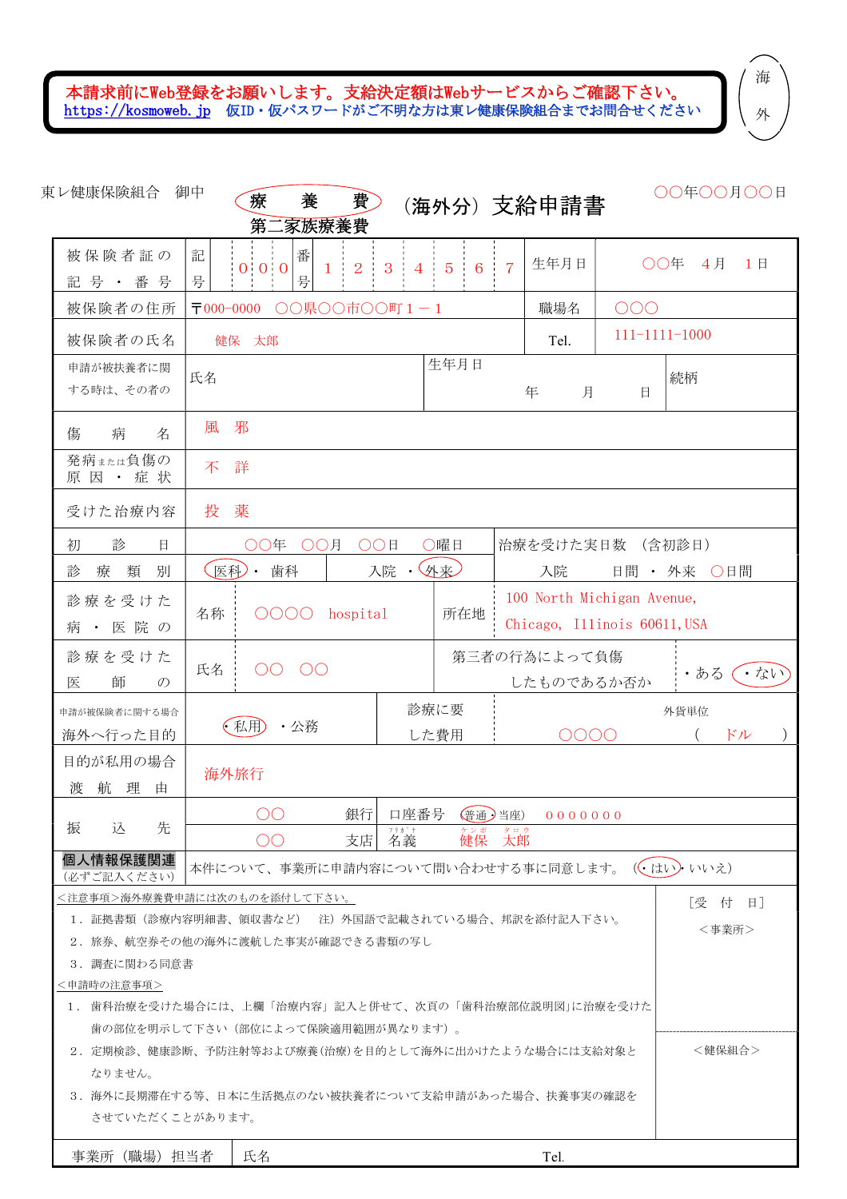本請求前にWeb登録をお願いします。支給決定額はWebサービスからご確認下さい。
https://kosmoweb.jp　仮ID・仮パスワードがご不明な方は東レ健康保険組合までお問合せください

海外

東レ健康保険組合　御中

# 療養費・第二家族療養費（海外分）支給申請書

〇〇年〇〇月〇〇日

| | | | |
|---|---|---|---|
| 被保険者証の記号・番号 | 記号 000　番号 1234567 | 生年月日 | 〇〇年　4月　1日 |
| 被保険者の住所 | 〒000-0000　〇〇県〇〇市〇〇町１－１ | 職場名 | 〇〇〇 |
| 被保険者の氏名 | 健保　太郎 | Tel. | 111-1111-1000 |
| 申請が被扶養者に関する時は、その者の | 氏名 | 生年月日　年　月　日 | 続柄 |
| 傷病名 | 風　邪 | | |
| 発病または負傷の原因・症状 | 不　詳 | | |
| 受けた治療内容 | 投　薬 | | |
| 初診日 | 〇〇年　〇〇月　〇〇日　〇曜日 | 治療を受けた実日数（含初診日） | |
| 診療類別 | （医科）・歯科　入院・（外来） | 入院　日間・外来　〇日間 | |
| 診療を受けた病・医院の | 名称　〇〇〇〇 hospital | 所在地 | 100 North Michigan Avenue, Chicago, Illinois 60611,USA |
| 診療を受けた医師の | 氏名　〇〇　〇〇 | 第三者の行為によって負傷したものであるか否か | ・ある　（・ない） |
| 申請が被保険者に関する場合 海外へ行った目的 | （・私用）・公務 | 診療に要した費用 | 〇〇〇〇　外貨単位（ドル） |
| 目的が私用の場合 渡航理由 | 海外旅行 | | |
| 振込先 | 〇〇 銀行　〇〇 支店 | 口座番号（普通・当座）0000000　フリガナ ケンポ タロウ　名義 健保　太郎 | |
| **個人情報保護関連**（必ずご記入ください） | 本件について、事業所に申請内容について問い合わせする事に同意します。（（・はい）・いいえ） | | |

＜注意事項＞海外療養費申請には次のものを添付して下さい。
1．証拠書類（診療内容明細書、領収書など）　注）外国語で記載されている場合、邦訳を添付記入下さい。
2．旅券、航空券その他の海外に渡航した事実が確認できる書類の写し
3．調査に関わる同意書

＜申請時の注意事項＞
1．歯科治療を受けた場合には、上欄「治療内容」記入と併せて、次頁の「歯科治療部位説明図」に治療を受けた歯の部位を明示して下さい（部位によって保険適用範囲が異なります）。
2．定期検診、健康診断、予防注射等および療養（治療）を目的として海外に出かけたような場合には支給対象となりません。
3．海外に長期滞在する等、日本に生活拠点のない被扶養者について支給申請があった場合、扶養事実の確認をさせていただくことがあります。

［受　付　日］
＜事業所＞
＜健保組合＞

事業所（職場）担当者　氏名　Tel.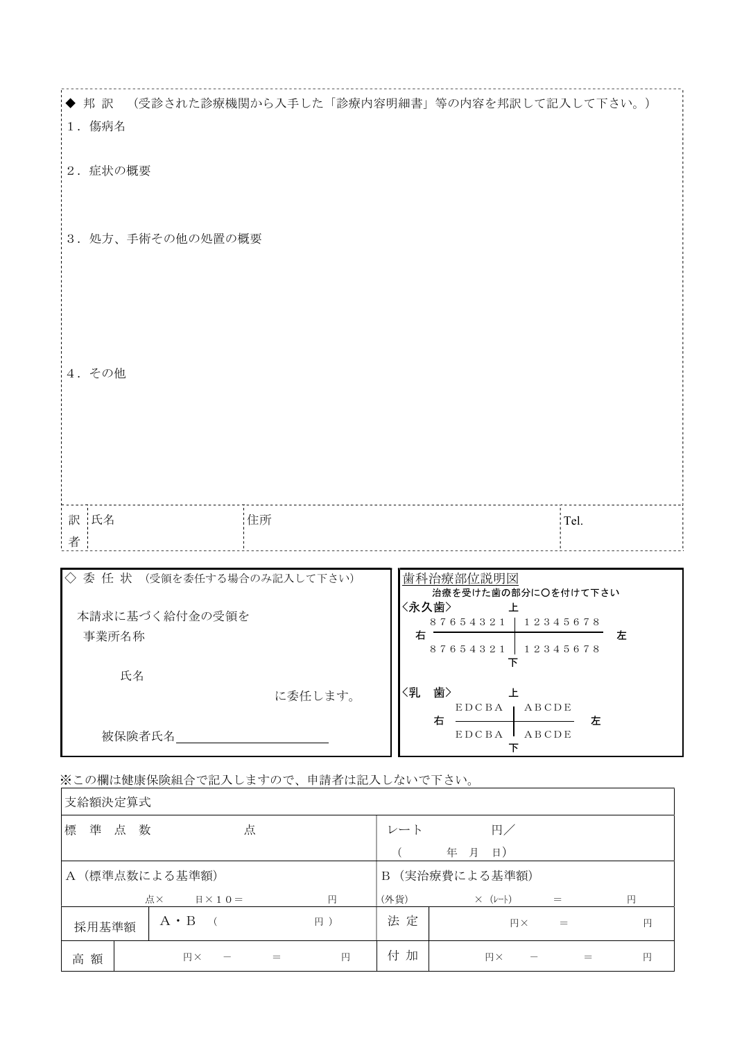◆ 邦 訳 （受診された診療機関から入手した「診療内容明細書」等の内容を邦訳して記入して下さい。）

1．傷病名

2．症状の概要

3．処方、手術その他の処置の概要

4．その他

| 訳者 | 氏名 | 住所 | Tel. |
|---|---|---|---|

◇ 委 任 状 （受領を委任する場合のみ記入して下さい）

本請求に基づく給付金の受領を
事業所名称

氏名

に委任します。

被保険者氏名＿＿＿＿＿＿＿＿＿＿＿＿

**歯科治療部位説明図**

治療を受けた歯の部分に○を付けて下さい

〈永久歯〉

| | 上 | | |
|---|---|---|---|
| 右 | 8 7 6 5 4 3 2 1 | 1 2 3 4 5 6 7 8 | 左 |
| | 8 7 6 5 4 3 2 1 | 1 2 3 4 5 6 7 8 | |
| | 下 | | |

〈乳 歯〉

| | 上 | | |
|---|---|---|---|
| 右 | E D C B A | A B C D E | 左 |
| | E D C B A | A B C D E | |
| | 下 | | |

※この欄は健康保険組合で記入しますので、申請者は記入しないで下さい。

| 支給額決定算式 | | | |
|---|---|---|---|
| 標 準 点 数 　　　点 | | レート 　　円／<br>（ 　　年 月 日） | |
| A（標準点数による基準額）<br>点× 　日×１０＝ 　　円 | | B（実治療費による基準額）<br>(外貨) 　×（レート） ＝ 　　円 | |
| 採用基準額 | A・B （ 　　円） | 法 定 | 円× ＝ 　　円 |
| 高 額 | 円× － ＝ 　　円 | 付 加 | 円× － ＝ 　　円 |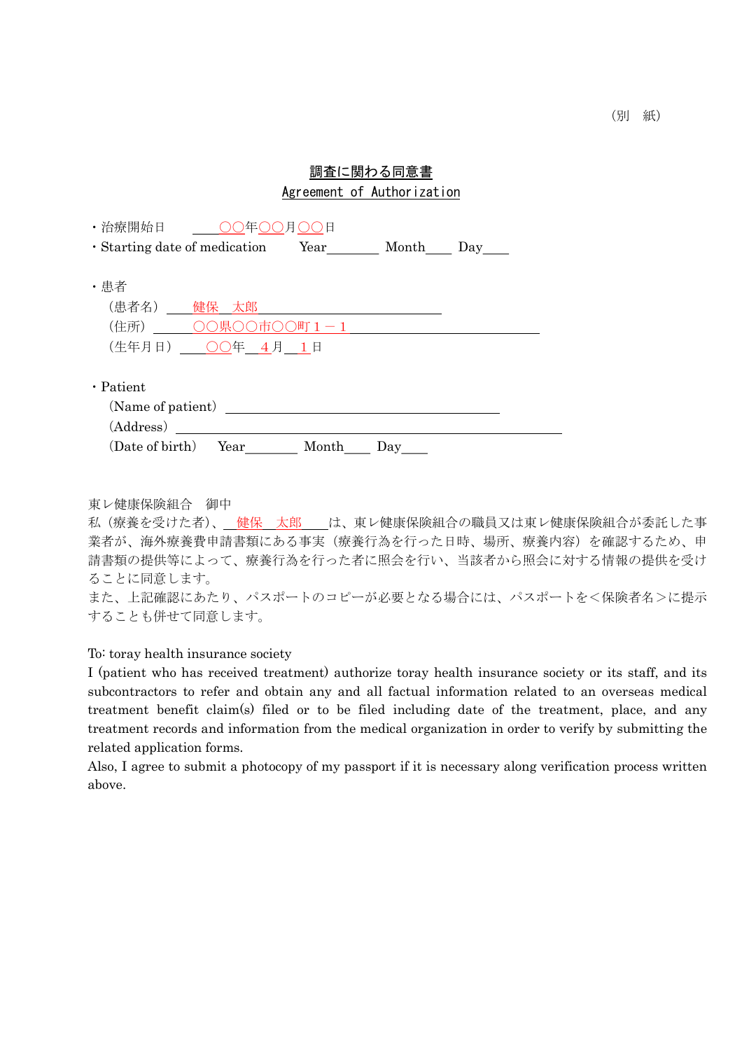（別　紙）

# 調査に関わる同意書
# Agreement of Authorization

・治療開始日　　＿○○年○○月○○日
・Starting date of medication　　Year＿＿＿＿　Month＿＿　Day＿＿

・患者

（患者名）＿健保　太郎＿＿＿＿＿＿＿＿＿＿＿＿

（住所）＿＿○○県○○市○○町１－１＿＿＿＿＿＿＿＿＿＿

（生年月日）＿＿○○年＿４月＿１日

・Patient

(Name of patient) ＿＿＿＿＿＿＿＿＿＿＿＿＿＿＿＿＿＿＿＿

(Address) ＿＿＿＿＿＿＿＿＿＿＿＿＿＿＿＿＿＿＿＿＿＿＿＿＿＿＿＿

(Date of birth)　Year＿＿＿＿　Month＿＿　Day＿＿

東レ健康保険組合　御中

私（療養を受けた者）、＿健保　太郎＿＿は、東レ健康保険組合の職員又は東レ健康保険組合が委託した事業者が、海外療養費申請書類にある事実（療養行為を行った日時、場所、療養内容）を確認するため、申請書類の提供等によって、療養行為を行った者に照会を行い、当該者から照会に対する情報の提供を受けることに同意します。

また、上記確認にあたり、パスポートのコピーが必要となる場合には、パスポートを＜保険者名＞に提示することも併せて同意します。

To: toray health insurance society

I (patient who has received treatment) authorize toray health insurance society or its staff, and its subcontractors to refer and obtain any and all factual information related to an overseas medical treatment benefit claim(s) filed or to be filed including date of the treatment, place, and any treatment records and information from the medical organization in order to verify by submitting the related application forms.

Also, I agree to submit a photocopy of my passport if it is necessary along verification process written above.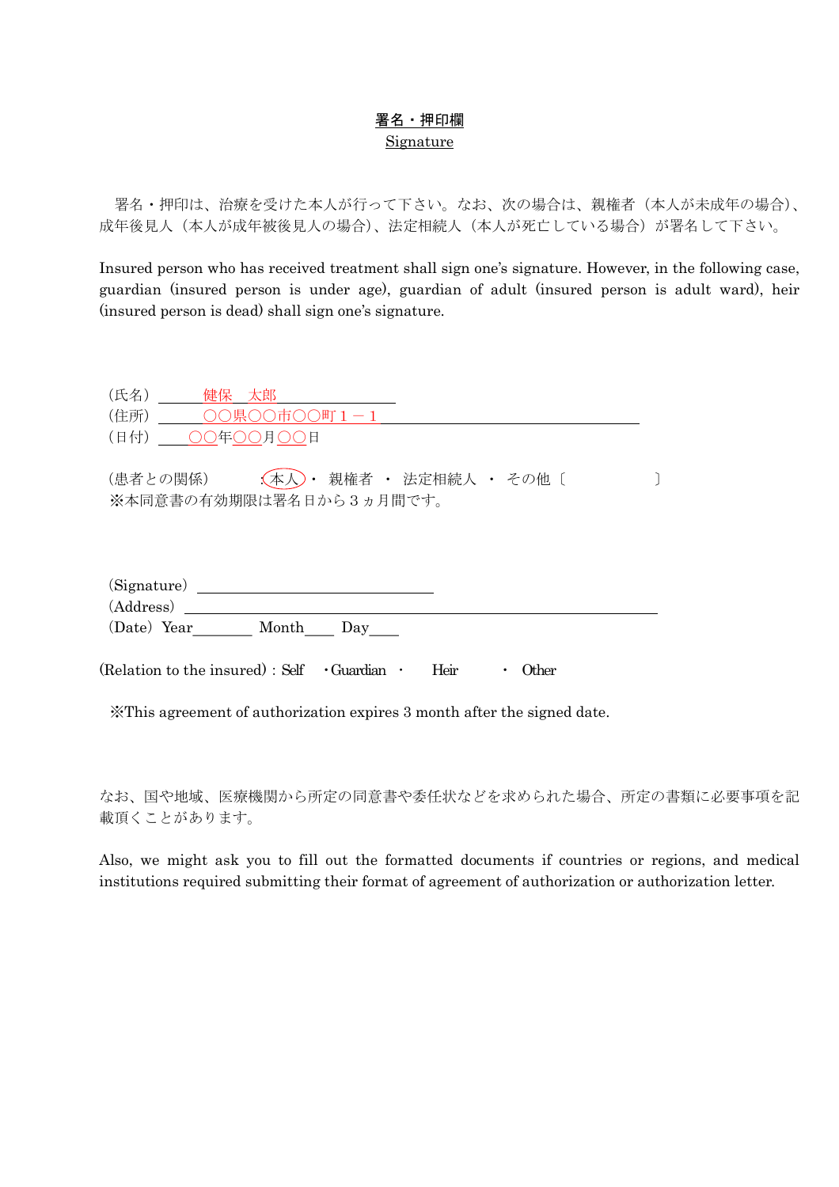# 署名・押印欄

## Signature

署名・押印は、治療を受けた本人が行って下さい。なお、次の場合は、親権者（本人が未成年の場合）、成年後見人（本人が成年被後見人の場合）、法定相続人（本人が死亡している場合）が署名して下さい。

Insured person who has received treatment shall sign one's signature. However, in the following case, guardian (insured person is under age), guardian of adult (insured person is adult ward), heir (insured person is dead) shall sign one's signature.

（氏名） 健保　太郎

（住所） ○○県○○市○○町１－１

（日付） ○○年○○月○○日

（患者との関係）　：本人・ 親権者 ・ 法定相続人 ・ その他〔　　　　　〕

※本同意書の有効期限は署名日から３ヵ月間です。

(Signature) ________________

(Address) ________________

(Date) Year_______ Month____ Day____

(Relation to the insured) : Self ・Guardian ・ Heir ・ Other

※This agreement of authorization expires 3 month after the signed date.

なお、国や地域、医療機関から所定の同意書や委任状などを求められた場合、所定の書類に必要事項を記載頂くことがあります。

Also, we might ask you to fill out the formatted documents if countries or regions, and medical institutions required submitting their format of agreement of authorization or authorization letter.